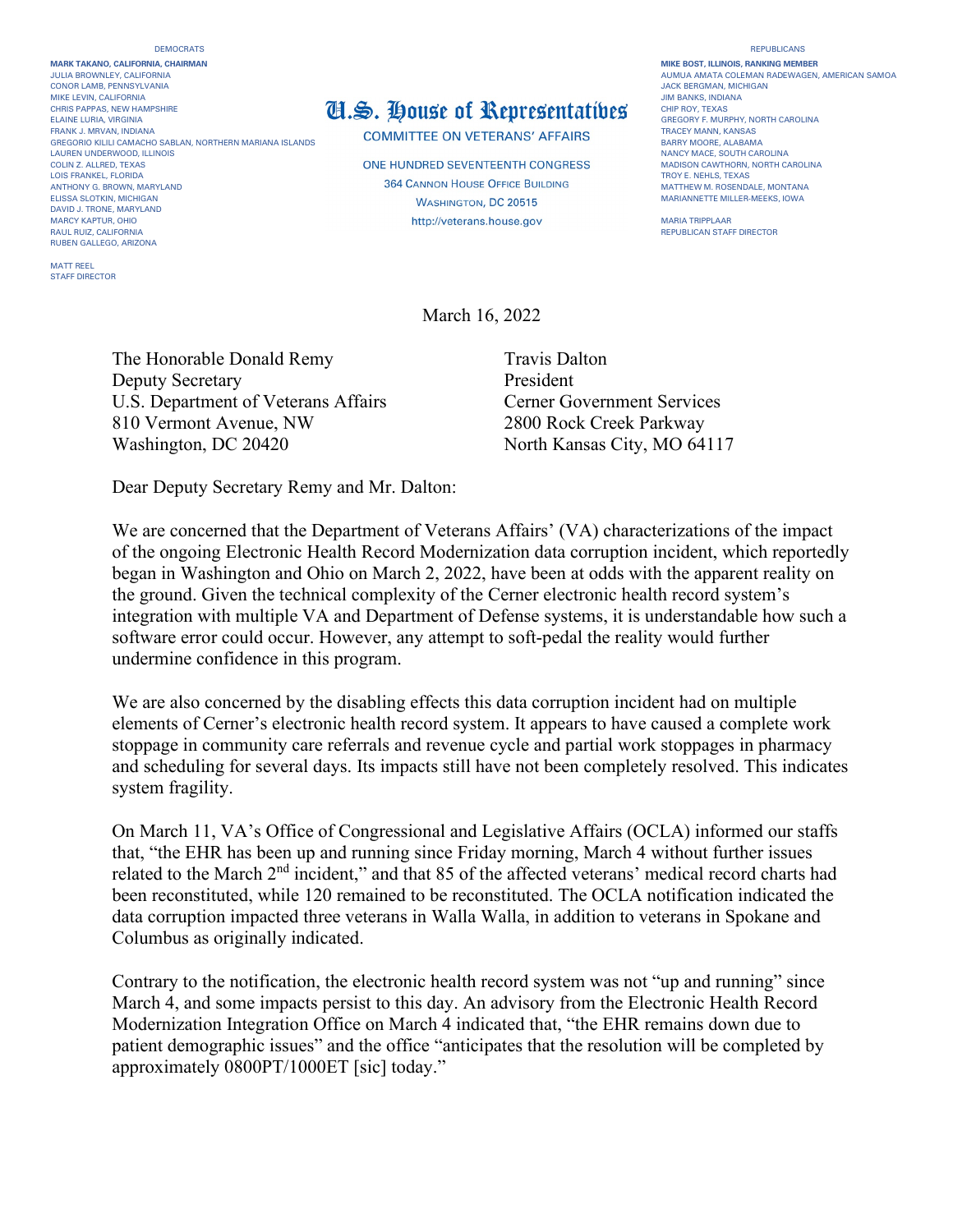DEMOCRATS

**MARK TAKANO, CALIFORNIA, CHAIRMAN**
JULIA BROWNLEY, CALIFORNIA
CONOR LAMB, PENNSYLVANIA
MIKE LEVIN, CALIFORNIA
CHRIS PAPPAS, NEW HAMPSHIRE
ELAINE LURIA, VIRGINIA
FRANK J. MRVAN, INDIANA
GREGORIO KILILI CAMACHO SABLAN, NORTHERN MARIANA ISLANDS
LAUREN UNDERWOOD, ILLINOIS
COLIN Z. ALLRED, TEXAS
LOIS FRANKEL, FLORIDA
ANTHONY G. BROWN, MARYLAND
ELISSA SLOTKIN, MICHIGAN
DAVID J. TRONE, MARYLAND
MARCY KAPTUR, OHIO
RAUL RUIZ, CALIFORNIA
RUBEN GALLEGO, ARIZONA

MATT REEL
STAFF DIRECTOR

# U.S. House of Representatives

COMMITTEE ON VETERANS' AFFAIRS

ONE HUNDRED SEVENTEENTH CONGRESS
364 CANNON HOUSE OFFICE BUILDING
WASHINGTON, DC 20515
http://veterans.house.gov

REPUBLICANS

**MIKE BOST, ILLINOIS, RANKING MEMBER**
AUMUA AMATA COLEMAN RADEWAGEN, AMERICAN SAMOA
JACK BERGMAN, MICHIGAN
JIM BANKS, INDIANA
CHIP ROY, TEXAS
GREGORY F. MURPHY, NORTH CAROLINA
TRACEY MANN, KANSAS
BARRY MOORE, ALABAMA
NANCY MACE, SOUTH CAROLINA
MADISON CAWTHORN, NORTH CAROLINA
TROY E. NEHLS, TEXAS
MATTHEW M. ROSENDALE, MONTANA
MARIANNETTE MILLER-MEEKS, IOWA

MARIA TRIPPLAAR
REPUBLICAN STAFF DIRECTOR

March 16, 2022

The Honorable Donald Remy
Deputy Secretary
U.S. Department of Veterans Affairs
810 Vermont Avenue, NW
Washington, DC 20420

Travis Dalton
President
Cerner Government Services
2800 Rock Creek Parkway
North Kansas City, MO 64117

Dear Deputy Secretary Remy and Mr. Dalton:

We are concerned that the Department of Veterans Affairs' (VA) characterizations of the impact of the ongoing Electronic Health Record Modernization data corruption incident, which reportedly began in Washington and Ohio on March 2, 2022, have been at odds with the apparent reality on the ground. Given the technical complexity of the Cerner electronic health record system's integration with multiple VA and Department of Defense systems, it is understandable how such a software error could occur. However, any attempt to soft-pedal the reality would further undermine confidence in this program.

We are also concerned by the disabling effects this data corruption incident had on multiple elements of Cerner's electronic health record system. It appears to have caused a complete work stoppage in community care referrals and revenue cycle and partial work stoppages in pharmacy and scheduling for several days. Its impacts still have not been completely resolved. This indicates system fragility.

On March 11, VA's Office of Congressional and Legislative Affairs (OCLA) informed our staffs that, "the EHR has been up and running since Friday morning, March 4 without further issues related to the March 2nd incident," and that 85 of the affected veterans' medical record charts had been reconstituted, while 120 remained to be reconstituted. The OCLA notification indicated the data corruption impacted three veterans in Walla Walla, in addition to veterans in Spokane and Columbus as originally indicated.

Contrary to the notification, the electronic health record system was not "up and running" since March 4, and some impacts persist to this day. An advisory from the Electronic Health Record Modernization Integration Office on March 4 indicated that, "the EHR remains down due to patient demographic issues" and the office "anticipates that the resolution will be completed by approximately 0800PT/1000ET [sic] today."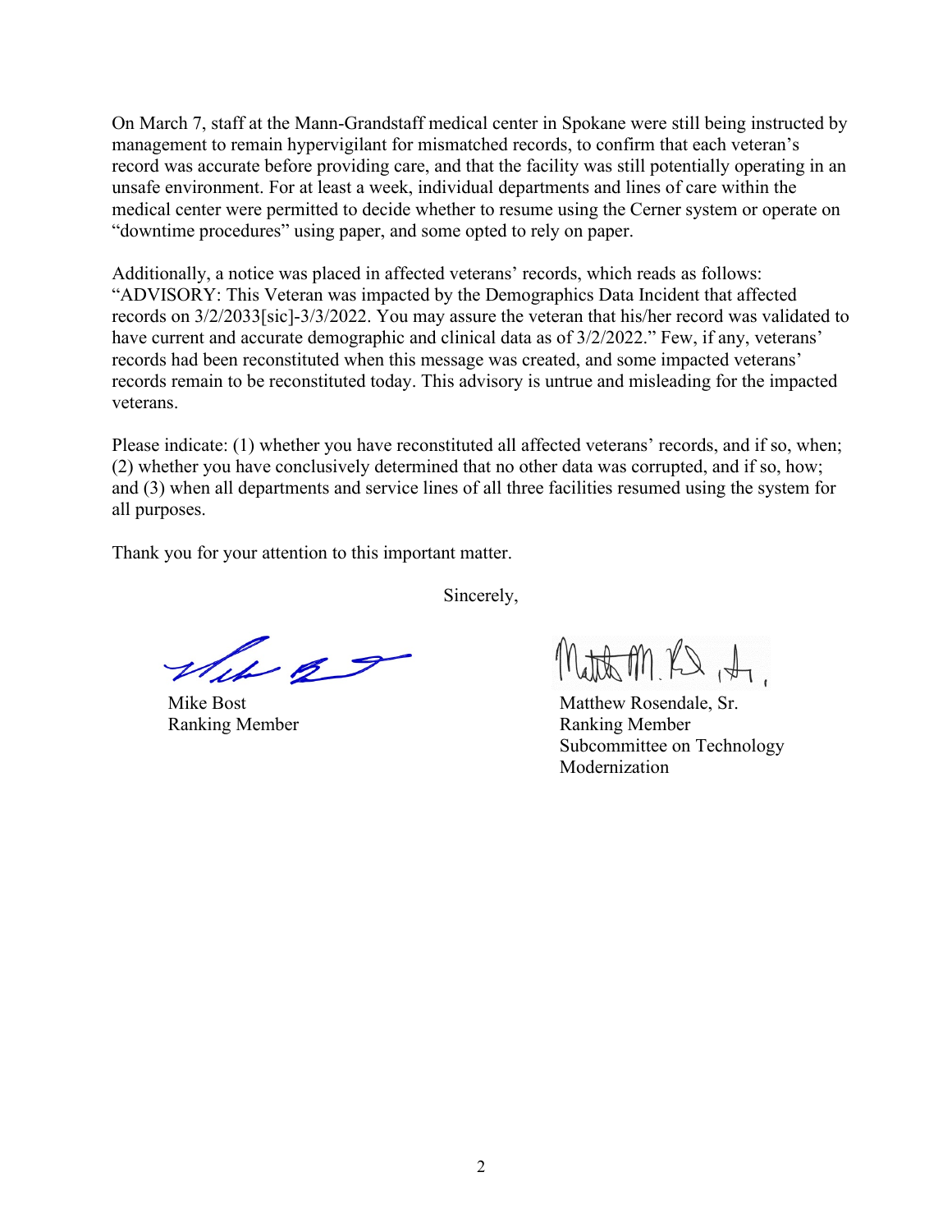On March 7, staff at the Mann-Grandstaff medical center in Spokane were still being instructed by management to remain hypervigilant for mismatched records, to confirm that each veteran's record was accurate before providing care, and that the facility was still potentially operating in an unsafe environment. For at least a week, individual departments and lines of care within the medical center were permitted to decide whether to resume using the Cerner system or operate on "downtime procedures" using paper, and some opted to rely on paper.

Additionally, a notice was placed in affected veterans' records, which reads as follows: "ADVISORY: This Veteran was impacted by the Demographics Data Incident that affected records on 3/2/2033[sic]-3/3/2022. You may assure the veteran that his/her record was validated to have current and accurate demographic and clinical data as of 3/2/2022." Few, if any, veterans' records had been reconstituted when this message was created, and some impacted veterans' records remain to be reconstituted today. This advisory is untrue and misleading for the impacted veterans.

Please indicate: (1) whether you have reconstituted all affected veterans' records, and if so, when; (2) whether you have conclusively determined that no other data was corrupted, and if so, how; and (3) when all departments and service lines of all three facilities resumed using the system for all purposes.

Thank you for your attention to this important matter.

Sincerely,

Mike Bost
Ranking Member

Matthew Rosendale, Sr.
Ranking Member
Subcommittee on Technology Modernization